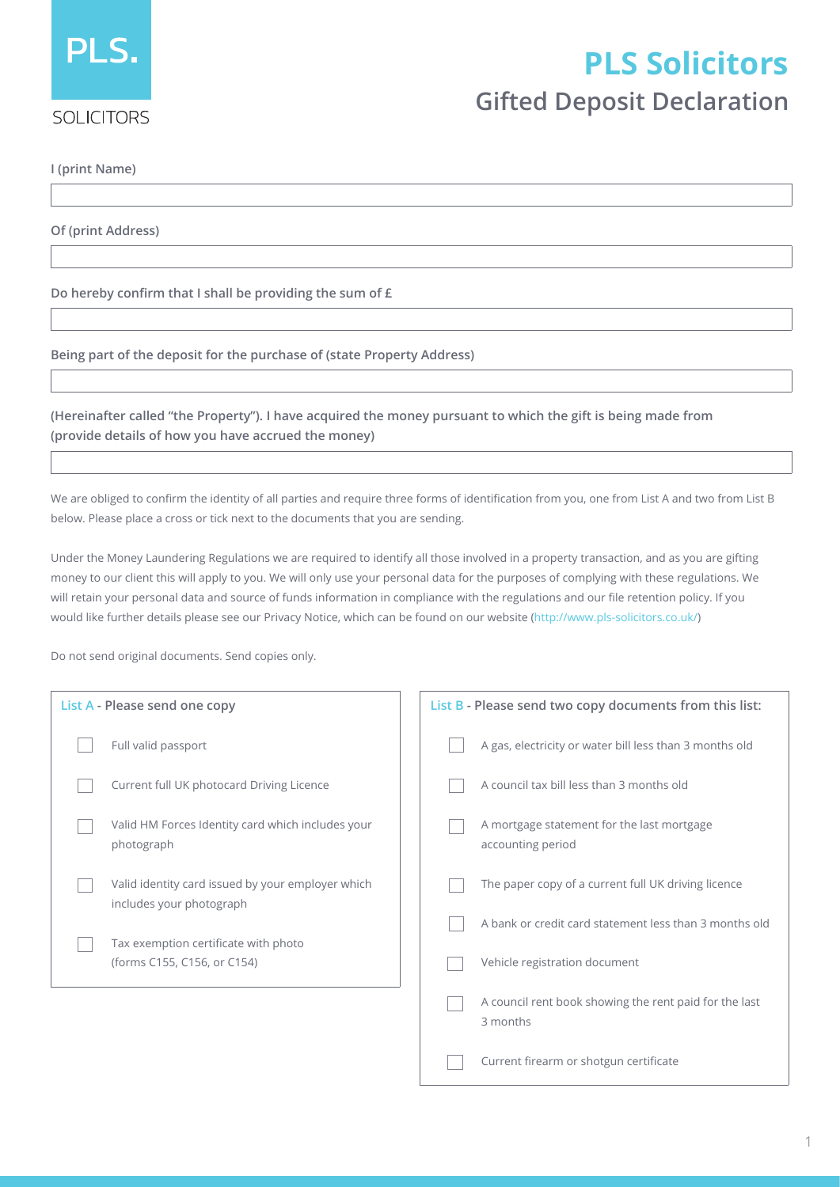PLS.

SOLICITORS

# PLS Solicitors

## Gifted Deposit Declaration

**I (print Name)**

______________________________

**Of (print Address)**

______________________________

**Do hereby confirm that I shall be providing the sum of £**

______________________________

**Being part of the deposit for the purchase of (state Property Address)**

______________________________

**(Hereinafter called "the Property"). I have acquired the money pursuant to which the gift is being made from (provide details of how you have accrued the money)**

______________________________

We are obliged to confirm the identity of all parties and require three forms of identification from you, one from List A and two from List B below. Please place a cross or tick next to the documents that you are sending.

Under the Money Laundering Regulations we are required to identify all those involved in a property transaction, and as you are gifting money to our client this will apply to you. We will only use your personal data for the purposes of complying with these regulations. We will retain your personal data and source of funds information in compliance with the regulations and our file retention policy. If you would like further details please see our Privacy Notice, which can be found on our website (http://www.pls-solicitors.co.uk/)

Do not send original documents. Send copies only.

**List A - Please send one copy**

- ☐ Full valid passport
- ☐ Current full UK photocard Driving Licence
- ☐ Valid HM Forces Identity card which includes your photograph
- ☐ Valid identity card issued by your employer which includes your photograph
- ☐ Tax exemption certificate with photo (forms C155, C156, or C154)

**List B - Please send two copy documents from this list:**

- ☐ A gas, electricity or water bill less than 3 months old
- ☐ A council tax bill less than 3 months old
- ☐ A mortgage statement for the last mortgage accounting period
- ☐ The paper copy of a current full UK driving licence
- ☐ A bank or credit card statement less than 3 months old
- ☐ Vehicle registration document
- ☐ A council rent book showing the rent paid for the last 3 months
- ☐ Current firearm or shotgun certificate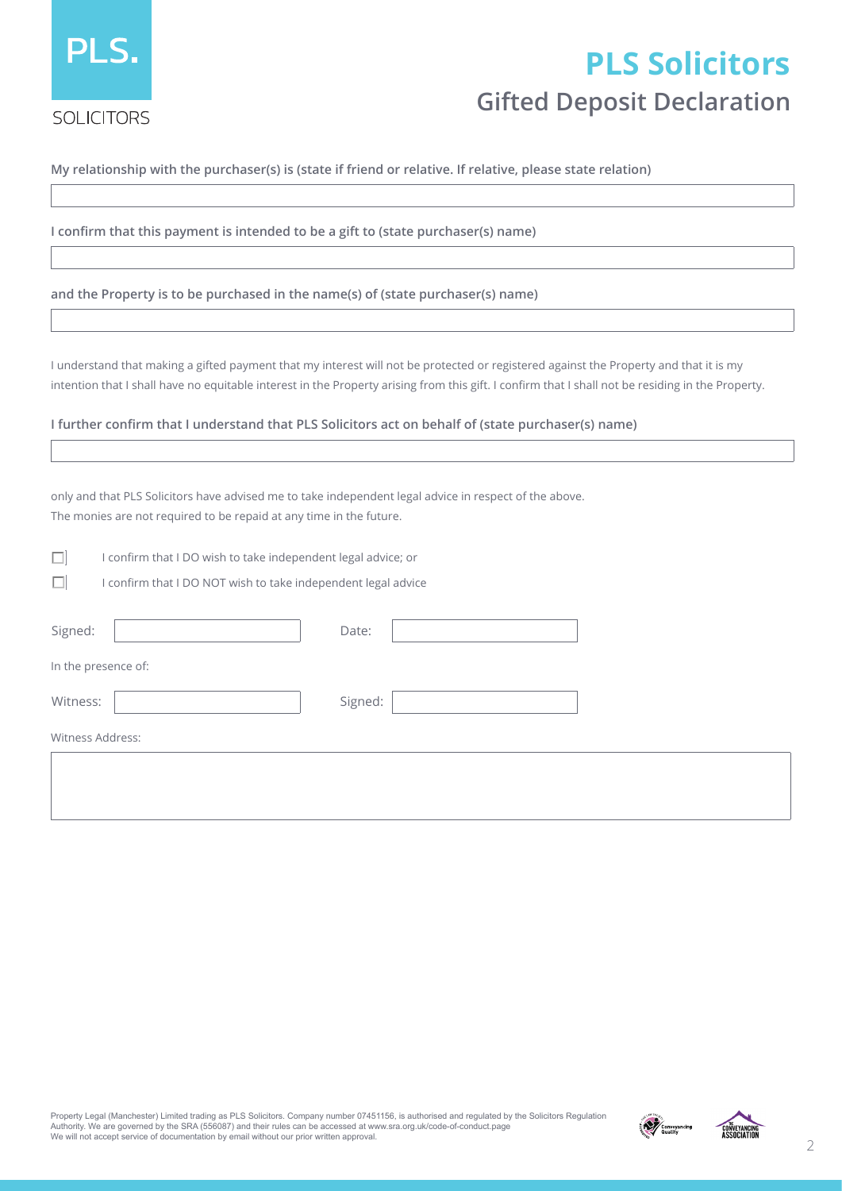# PLS Solicitors

## Gifted Deposit Declaration

**My relationship with the purchaser(s) is (state if friend or relative. If relative, please state relation)**

&nbsp;

**I confirm that this payment is intended to be a gift to (state purchaser(s) name)**

&nbsp;

**and the Property is to be purchased in the name(s) of (state purchaser(s) name)**

&nbsp;

I understand that making a gifted payment that my interest will not be protected or registered against the Property and that it is my intention that I shall have no equitable interest in the Property arising from this gift. I confirm that I shall not be residing in the Property.

**I further confirm that I understand that PLS Solicitors act on behalf of (state purchaser(s) name)**

&nbsp;

only and that PLS Solicitors have advised me to take independent legal advice in respect of the above.
The monies are not required to be repaid at any time in the future.

- ☐ I confirm that I DO wish to take independent legal advice; or
- ☐ I confirm that I DO NOT wish to take independent legal advice

Signed: ____________________ Date: ____________________

In the presence of:

Witness: ____________________ Signed: ____________________

Witness Address:

&nbsp;

Property Legal (Manchester) Limited trading as PLS Solicitors. Company number 07451156, is authorised and regulated by the Solicitors Regulation Authority. We are governed by the SRA (556087) and their rules can be accessed at www.sra.org.uk/code-of-conduct.page
We will not accept service of documentation by email without our prior written approval.